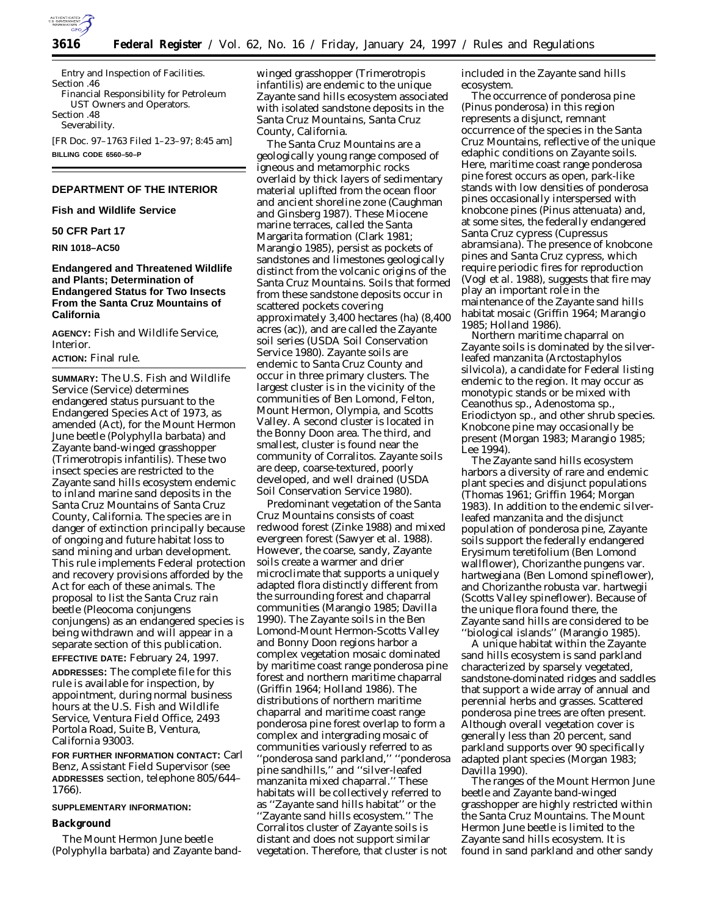Entry and Inspection of Facilities.
Section .46
Financial Responsibility for Petroleum UST Owners and Operators.
Section .48
Severability.

[FR Doc. 97–1763 Filed 1–23–97; 8:45 am]
**BILLING CODE 6560–50–P**

---

## DEPARTMENT OF THE INTERIOR

### Fish and Wildlife Service

### 50 CFR Part 17

**RIN 1018–AC50**

### Endangered and Threatened Wildlife and Plants; Determination of Endangered Status for Two Insects From the Santa Cruz Mountains of California

**AGENCY:** Fish and Wildlife Service, Interior.

**ACTION:** Final rule.

**SUMMARY:** The U.S. Fish and Wildlife Service (Service) determines endangered status pursuant to the Endangered Species Act of 1973, as amended (Act), for the Mount Hermon June beetle (*Polyphylla barbata*) and Zayante band-winged grasshopper (*Trimerotropis infantilis*). These two insect species are restricted to the Zayante sand hills ecosystem endemic to inland marine sand deposits in the Santa Cruz Mountains of Santa Cruz County, California. The species are in danger of extinction principally because of ongoing and future habitat loss to sand mining and urban development. This rule implements Federal protection and recovery provisions afforded by the Act for each of these animals. The proposal to list the Santa Cruz rain beetle (*Pleocoma conjungens conjungens*) as an endangered species is being withdrawn and will appear in a separate section of this publication.

**EFFECTIVE DATE:** February 24, 1997.

**ADDRESSES:** The complete file for this rule is available for inspection, by appointment, during normal business hours at the U.S. Fish and Wildlife Service, Ventura Field Office, 2493 Portola Road, Suite B, Ventura, California 93003.

**FOR FURTHER INFORMATION CONTACT:** Carl Benz, Assistant Field Supervisor (see **ADDRESSES** section, telephone 805/644–1766).

**SUPPLEMENTARY INFORMATION:**

### Background

The Mount Hermon June beetle (*Polyphylla barbata*) and Zayante band-winged grasshopper (*Trimerotropis infantilis*) are endemic to the unique Zayante sand hills ecosystem associated with isolated sandstone deposits in the Santa Cruz Mountains, Santa Cruz County, California.

The Santa Cruz Mountains are a geologically young range composed of igneous and metamorphic rocks overlaid by thick layers of sedimentary material uplifted from the ocean floor and ancient shoreline zone (Caughman and Ginsberg 1987). These Miocene marine terraces, called the Santa Margarita formation (Clark 1981; Marangio 1985), persist as pockets of sandstones and limestones geologically distinct from the volcanic origins of the Santa Cruz Mountains. Soils that formed from these sandstone deposits occur in scattered pockets covering approximately 3,400 hectares (ha) (8,400 acres (ac)), and are called the Zayante soil series (USDA Soil Conservation Service 1980). Zayante soils are endemic to Santa Cruz County and occur in three primary clusters. The largest cluster is in the vicinity of the communities of Ben Lomond, Felton, Mount Hermon, Olympia, and Scotts Valley. A second cluster is located in the Bonny Doon area. The third, and smallest, cluster is found near the community of Corralitos. Zayante soils are deep, coarse-textured, poorly developed, and well drained (USDA Soil Conservation Service 1980).

Predominant vegetation of the Santa Cruz Mountains consists of coast redwood forest (Zinke 1988) and mixed evergreen forest (Sawyer et al. 1988). However, the coarse, sandy, Zayante soils create a warmer and drier microclimate that supports a uniquely adapted flora distinctly different from the surrounding forest and chaparral communities (Marangio 1985; Davilla 1990). The Zayante soils in the Ben Lomond-Mount Hermon-Scotts Valley and Bonny Doon regions harbor a complex vegetation mosaic dominated by maritime coast range ponderosa pine forest and northern maritime chaparral (Griffin 1964; Holland 1986). The distributions of northern maritime chaparral and maritime coast range ponderosa pine forest overlap to form a complex and intergrading mosaic of communities variously referred to as ''ponderosa sand parkland,'' ''ponderosa pine sandhills,'' and ''silver-leafed manzanita mixed chaparral.'' These habitats will be collectively referred to as ''Zayante sand hills habitat'' or the ''Zayante sand hills ecosystem.'' The Corralitos cluster of Zayante soils is distant and does not support similar vegetation. Therefore, that cluster is not included in the Zayante sand hills ecosystem.

The occurrence of ponderosa pine (*Pinus ponderosa*) in this region represents a disjunct, remnant occurrence of the species in the Santa Cruz Mountains, reflective of the unique edaphic conditions on Zayante soils. Here, maritime coast range ponderosa pine forest occurs as open, park-like stands with low densities of ponderosa pines occasionally interspersed with knobcone pines (*Pinus attenuata*) and, at some sites, the federally endangered Santa Cruz cypress (*Cupressus abramsiana*). The presence of knobcone pines and Santa Cruz cypress, which require periodic fires for reproduction (Vogl et al. 1988), suggests that fire may play an important role in the maintenance of the Zayante sand hills habitat mosaic (Griffin 1964; Marangio 1985; Holland 1986).

Northern maritime chaparral on Zayante soils is dominated by the silver-leafed manzanita (*Arctostaphylos silvicola*), a candidate for Federal listing endemic to the region. It may occur as monotypic stands or be mixed with *Ceanothus* sp., *Adenostoma* sp., *Eriodictyon* sp., and other shrub species. Knobcone pine may occasionally be present (Morgan 1983; Marangio 1985; Lee 1994).

The Zayante sand hills ecosystem harbors a diversity of rare and endemic plant species and disjunct populations (Thomas 1961; Griffin 1964; Morgan 1983). In addition to the endemic silver-leafed manzanita and the disjunct population of ponderosa pine, Zayante soils support the federally endangered *Erysimum teretifolium* (Ben Lomond wallflower), *Chorizanthe pungens* var. *hartwegiana* (Ben Lomond spineflower), and *Chorizanthe robusta* var. *hartwegii* (Scotts Valley spineflower). Because of the unique flora found there, the Zayante sand hills are considered to be ''biological islands'' (Marangio 1985).

A unique habitat within the Zayante sand hills ecosystem is sand parkland characterized by sparsely vegetated, sandstone-dominated ridges and saddles that support a wide array of annual and perennial herbs and grasses. Scattered ponderosa pine trees are often present. Although overall vegetation cover is generally less than 20 percent, sand parkland supports over 90 specifically adapted plant species (Morgan 1983; Davilla 1990).

The ranges of the Mount Hermon June beetle and Zayante band-winged grasshopper are highly restricted within the Santa Cruz Mountains. The Mount Hermon June beetle is limited to the Zayante sand hills ecosystem. It is found in sand parkland and other sandy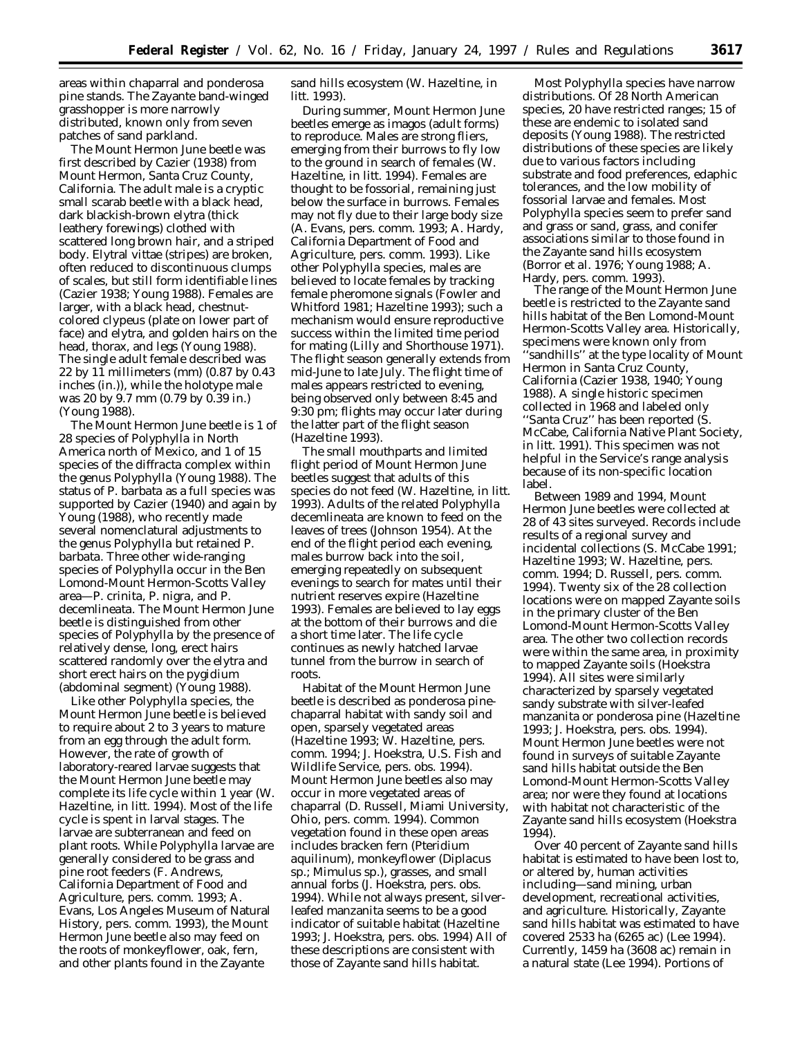areas within chaparral and ponderosa pine stands. The Zayante band-winged grasshopper is more narrowly distributed, known only from seven patches of sand parkland.

The Mount Hermon June beetle was first described by Cazier (1938) from Mount Hermon, Santa Cruz County, California. The adult male is a cryptic small scarab beetle with a black head, dark blackish-brown elytra (thick leathery forewings) clothed with scattered long brown hair, and a striped body. Elytral vittae (stripes) are broken, often reduced to discontinuous clumps of scales, but still form identifiable lines (Cazier 1938; Young 1988). Females are larger, with a black head, chestnut-colored clypeus (plate on lower part of face) and elytra, and golden hairs on the head, thorax, and legs (Young 1988). The single adult female described was 22 by 11 millimeters (mm) (0.87 by 0.43 inches (in.)), while the holotype male was 20 by 9.7 mm (0.79 by 0.39 in.) (Young 1988).

The Mount Hermon June beetle is 1 of 28 species of *Polyphylla* in North America north of Mexico, and 1 of 15 species of the *diffracta* complex within the genus *Polyphylla* (Young 1988). The status of *P. barbata* as a full species was supported by Cazier (1940) and again by Young (1988), who recently made several nomenclatural adjustments to the genus *Polyphylla* but retained *P. barbata*. Three other wide-ranging species of *Polyphylla* occur in the Ben Lomond-Mount Hermon-Scotts Valley area—*P. crinita*, *P. nigra*, and *P. decemlineata*. The Mount Hermon June beetle is distinguished from other species of *Polyphylla* by the presence of relatively dense, long, erect hairs scattered randomly over the elytra and short erect hairs on the pygidium (abdominal segment) (Young 1988).

Like other *Polyphylla* species, the Mount Hermon June beetle is believed to require about 2 to 3 years to mature from an egg through the adult form. However, the rate of growth of laboratory-reared larvae suggests that the Mount Hermon June beetle may complete its life cycle within 1 year (W. Hazeltine, in litt. 1994). Most of the life cycle is spent in larval stages. The larvae are subterranean and feed on plant roots. While *Polyphylla* larvae are generally considered to be grass and pine root feeders (F. Andrews, California Department of Food and Agriculture, pers. comm. 1993; A. Evans, Los Angeles Museum of Natural History, pers. comm. 1993), the Mount Hermon June beetle also may feed on the roots of monkeyflower, oak, fern, and other plants found in the Zayante sand hills ecosystem (W. Hazeltine, in litt. 1993).

During summer, Mount Hermon June beetles emerge as imagos (adult forms) to reproduce. Males are strong fliers, emerging from their burrows to fly low to the ground in search of females (W. Hazeltine, in litt. 1994). Females are thought to be fossorial, remaining just below the surface in burrows. Females may not fly due to their large body size (A. Evans, pers. comm. 1993; A. Hardy, California Department of Food and Agriculture, pers. comm. 1993). Like other *Polyphylla* species, males are believed to locate females by tracking female pheromone signals (Fowler and Whitford 1981; Hazeltine 1993); such a mechanism would ensure reproductive success within the limited time period for mating (Lilly and Shorthouse 1971). The flight season generally extends from mid-June to late July. The flight time of males appears restricted to evening, being observed only between 8:45 and 9:30 pm; flights may occur later during the latter part of the flight season (Hazeltine 1993).

The small mouthparts and limited flight period of Mount Hermon June beetles suggest that adults of this species do not feed (W. Hazeltine, in litt. 1993). Adults of the related *Polyphylla decemlineata* are known to feed on the leaves of trees (Johnson 1954). At the end of the flight period each evening, males burrow back into the soil, emerging repeatedly on subsequent evenings to search for mates until their nutrient reserves expire (Hazeltine 1993). Females are believed to lay eggs at the bottom of their burrows and die a short time later. The life cycle continues as newly hatched larvae tunnel from the burrow in search of roots.

Habitat of the Mount Hermon June beetle is described as ponderosa pine-chaparral habitat with sandy soil and open, sparsely vegetated areas (Hazeltine 1993; W. Hazeltine, pers. comm. 1994; J. Hoekstra, U.S. Fish and Wildlife Service, pers. obs. 1994). Mount Hermon June beetles also may occur in more vegetated areas of chaparral (D. Russell, Miami University, Ohio, pers. comm. 1994). Common vegetation found in these open areas includes bracken fern (*Pteridium aquilinum*), monkeyflower (*Diplacus* sp.; *Mimulus* sp.), grasses, and small annual forbs (J. Hoekstra, pers. obs. 1994). While not always present, silver-leafed manzanita seems to be a good indicator of suitable habitat (Hazeltine 1993; J. Hoekstra, pers. obs. 1994) All of these descriptions are consistent with those of Zayante sand hills habitat.

Most *Polyphylla* species have narrow distributions. Of 28 North American species, 20 have restricted ranges; 15 of these are endemic to isolated sand deposits (Young 1988). The restricted distributions of these species are likely due to various factors including substrate and food preferences, edaphic tolerances, and the low mobility of fossorial larvae and females. Most *Polyphylla* species seem to prefer sand and grass or sand, grass, and conifer associations similar to those found in the Zayante sand hills ecosystem (Borror *et al.* 1976; Young 1988; A. Hardy, pers. comm. 1993).

The range of the Mount Hermon June beetle is restricted to the Zayante sand hills habitat of the Ben Lomond-Mount Hermon-Scotts Valley area. Historically, specimens were known only from "sandhills" at the type locality of Mount Hermon in Santa Cruz County, California (Cazier 1938, 1940; Young 1988). A single historic specimen collected in 1968 and labeled only "Santa Cruz" has been reported (S. McCabe, California Native Plant Society, in litt. 1991). This specimen was not helpful in the Service's range analysis because of its non-specific location label.

Between 1989 and 1994, Mount Hermon June beetles were collected at 28 of 43 sites surveyed. Records include results of a regional survey and incidental collections (S. McCabe 1991; Hazeltine 1993; W. Hazeltine, pers. comm. 1994; D. Russell, pers. comm. 1994). Twenty six of the 28 collection locations were on mapped Zayante soils in the primary cluster of the Ben Lomond-Mount Hermon-Scotts Valley area. The other two collection records were within the same area, in proximity to mapped Zayante soils (Hoekstra 1994). All sites were similarly characterized by sparsely vegetated sandy substrate with silver-leafed manzanita or ponderosa pine (Hazeltine 1993; J. Hoekstra, pers. obs. 1994). Mount Hermon June beetles were not found in surveys of suitable Zayante sand hills habitat outside the Ben Lomond-Mount Hermon-Scotts Valley area; nor were they found at locations with habitat not characteristic of the Zayante sand hills ecosystem (Hoekstra 1994).

Over 40 percent of Zayante sand hills habitat is estimated to have been lost to, or altered by, human activities including—sand mining, urban development, recreational activities, and agriculture. Historically, Zayante sand hills habitat was estimated to have covered 2533 ha (6265 ac) (Lee 1994). Currently, 1459 ha (3608 ac) remain in a natural state (Lee 1994). Portions of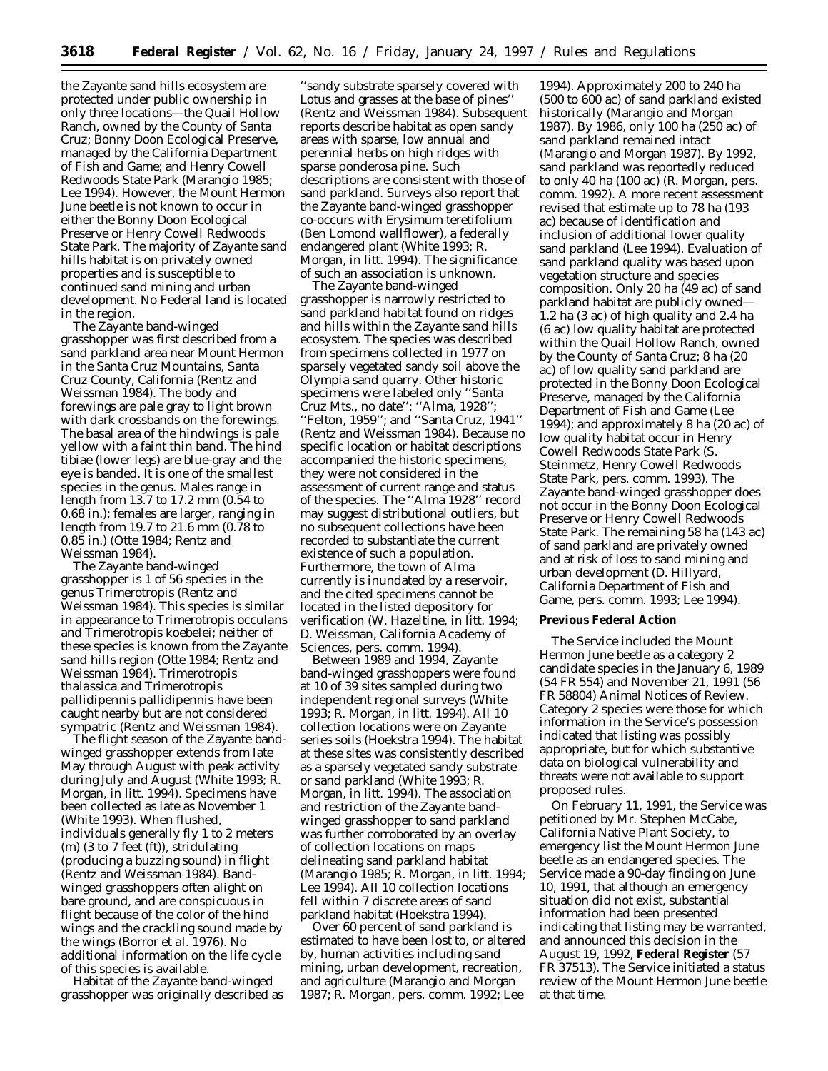the Zayante sand hills ecosystem are protected under public ownership in only three locations—the Quail Hollow Ranch, owned by the County of Santa Cruz; Bonny Doon Ecological Preserve, managed by the California Department of Fish and Game; and Henry Cowell Redwoods State Park (Marangio 1985; Lee 1994). However, the Mount Hermon June beetle is not known to occur in either the Bonny Doon Ecological Preserve or Henry Cowell Redwoods State Park. The majority of Zayante sand hills habitat is on privately owned properties and is susceptible to continued sand mining and urban development. No Federal land is located in the region.

The Zayante band-winged grasshopper was first described from a sand parkland area near Mount Hermon in the Santa Cruz Mountains, Santa Cruz County, California (Rentz and Weissman 1984). The body and forewings are pale gray to light brown with dark crossbands on the forewings. The basal area of the hindwings is pale yellow with a faint thin band. The hind tibiae (lower legs) are blue-gray and the eye is banded. It is one of the smallest species in the genus. Males range in length from 13.7 to 17.2 mm (0.54 to 0.68 in.); females are larger, ranging in length from 19.7 to 21.6 mm (0.78 to 0.85 in.) (Otte 1984; Rentz and Weissman 1984).

The Zayante band-winged grasshopper is 1 of 56 species in the genus *Trimerotropis* (Rentz and Weissman 1984). This species is similar in appearance to *Trimerotropis occulans* and *Trimerotropis koebelei*; neither of these species is known from the Zayante sand hills region (Otte 1984; Rentz and Weissman 1984). *Trimerotropis thalassica* and *Trimerotropis pallidipennis pallidipennis* have been caught nearby but are not considered sympatric (Rentz and Weissman 1984).

The flight season of the Zayante band-winged grasshopper extends from late May through August with peak activity during July and August (White 1993; R. Morgan, in litt. 1994). Specimens have been collected as late as November 1 (White 1993). When flushed, individuals generally fly 1 to 2 meters (m) (3 to 7 feet (ft)), stridulating (producing a buzzing sound) in flight (Rentz and Weissman 1984). Band-winged grasshoppers often alight on bare ground, and are conspicuous in flight because of the color of the hind wings and the crackling sound made by the wings (Borror et al. 1976). No additional information on the life cycle of this species is available.

Habitat of the Zayante band-winged grasshopper was originally described as "sandy substrate sparsely covered with *Lotus* and grasses at the base of pines" (Rentz and Weissman 1984). Subsequent reports describe habitat as open sandy areas with sparse, low annual and perennial herbs on high ridges with sparse ponderosa pine. Such descriptions are consistent with those of sand parkland. Surveys also report that the Zayante band-winged grasshopper co-occurs with *Erysimum teretifolium* (Ben Lomond wallflower), a federally endangered plant (White 1993; R. Morgan, in litt. 1994). The significance of such an association is unknown.

The Zayante band-winged grasshopper is narrowly restricted to sand parkland habitat found on ridges and hills within the Zayante sand hills ecosystem. The species was described from specimens collected in 1977 on sparsely vegetated sandy soil above the Olympia sand quarry. Other historic specimens were labeled only "Santa Cruz Mts., no date"; "Alma, 1928"; "Felton, 1959"; and "Santa Cruz, 1941" (Rentz and Weissman 1984). Because no specific location or habitat descriptions accompanied the historic specimens, they were not considered in the assessment of current range and status of the species. The "Alma 1928" record may suggest distributional outliers, but no subsequent collections have been recorded to substantiate the current existence of such a population. Furthermore, the town of Alma currently is inundated by a reservoir, and the cited specimens cannot be located in the listed depository for verification (W. Hazeltine, in litt. 1994; D. Weissman, California Academy of Sciences, pers. comm. 1994).

Between 1989 and 1994, Zayante band-winged grasshoppers were found at 10 of 39 sites sampled during two independent regional surveys (White 1993; R. Morgan, in litt. 1994). All 10 collection locations were on Zayante series soils (Hoekstra 1994). The habitat at these sites was consistently described as a sparsely vegetated sandy substrate or sand parkland (White 1993; R. Morgan, in litt. 1994). The association and restriction of the Zayante band-winged grasshopper to sand parkland was further corroborated by an overlay of collection locations on maps delineating sand parkland habitat (Marangio 1985; R. Morgan, in litt. 1994; Lee 1994). All 10 collection locations fell within 7 discrete areas of sand parkland habitat (Hoekstra 1994).

Over 60 percent of sand parkland is estimated to have been lost to, or altered by, human activities including sand mining, urban development, recreation, and agriculture (Marangio and Morgan 1987; R. Morgan, pers. comm. 1992; Lee 1994). Approximately 200 to 240 ha (500 to 600 ac) of sand parkland existed historically (Marangio and Morgan 1987). By 1986, only 100 ha (250 ac) of sand parkland remained intact (Marangio and Morgan 1987). By 1992, sand parkland was reportedly reduced to only 40 ha (100 ac) (R. Morgan, pers. comm. 1992). A more recent assessment revised that estimate up to 78 ha (193 ac) because of identification and inclusion of additional lower quality sand parkland (Lee 1994). Evaluation of sand parkland quality was based upon vegetation structure and species composition. Only 20 ha (49 ac) of sand parkland habitat are publicly owned—1.2 ha (3 ac) of high quality and 2.4 ha (6 ac) low quality habitat are protected within the Quail Hollow Ranch, owned by the County of Santa Cruz; 8 ha (20 ac) of low quality sand parkland are protected in the Bonny Doon Ecological Preserve, managed by the California Department of Fish and Game (Lee 1994); and approximately 8 ha (20 ac) of low quality habitat occur in Henry Cowell Redwoods State Park (S. Steinmetz, Henry Cowell Redwoods State Park, pers. comm. 1993). The Zayante band-winged grasshopper does not occur in the Bonny Doon Ecological Preserve or Henry Cowell Redwoods State Park. The remaining 58 ha (143 ac) of sand parkland are privately owned and at risk of loss to sand mining and urban development (D. Hillyard, California Department of Fish and Game, pers. comm. 1993; Lee 1994).

**Previous Federal Action**

The Service included the Mount Hermon June beetle as a category 2 candidate species in the January 6, 1989 (54 FR 554) and November 21, 1991 (56 FR 58804) Animal Notices of Review. Category 2 species were those for which information in the Service's possession indicated that listing was possibly appropriate, but for which substantive data on biological vulnerability and threats were not available to support proposed rules.

On February 11, 1991, the Service was petitioned by Mr. Stephen McCabe, California Native Plant Society, to emergency list the Mount Hermon June beetle as an endangered species. The Service made a 90-day finding on June 10, 1991, that although an emergency situation did not exist, substantial information had been presented indicating that listing may be warranted, and announced this decision in the August 19, 1992, **Federal Register** (57 FR 37513). The Service initiated a status review of the Mount Hermon June beetle at that time.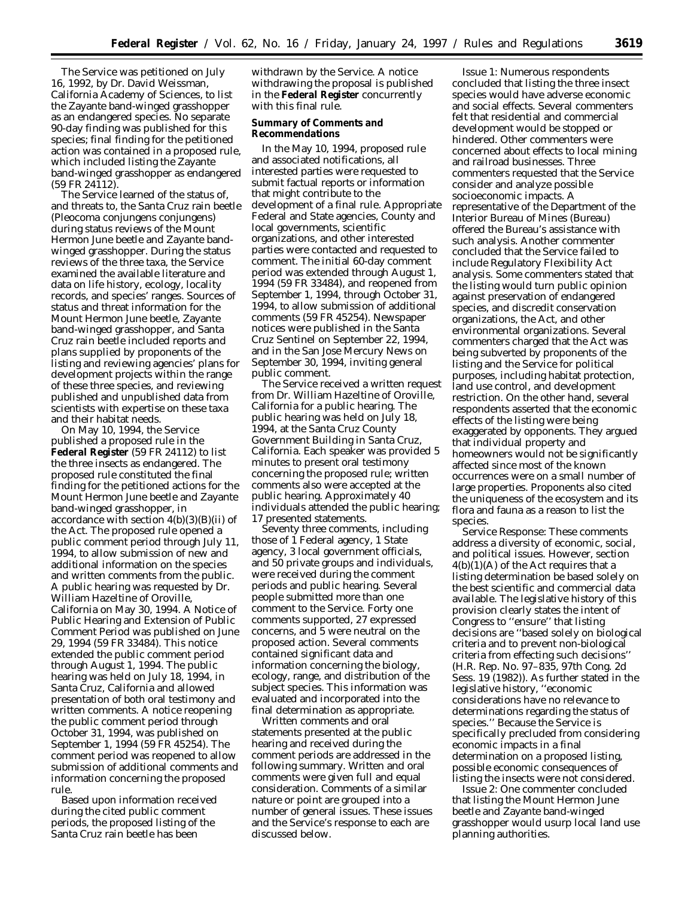The Service was petitioned on July 16, 1992, by Dr. David Weissman, California Academy of Sciences, to list the Zayante band-winged grasshopper as an endangered species. No separate 90-day finding was published for this species; final finding for the petitioned action was contained in a proposed rule, which included listing the Zayante band-winged grasshopper as endangered (59 FR 24112).

The Service learned of the status of, and threats to, the Santa Cruz rain beetle (*Pleocoma conjungens conjungens*) during status reviews of the Mount Hermon June beetle and Zayante band-winged grasshopper. During the status reviews of the three taxa, the Service examined the available literature and data on life history, ecology, locality records, and species' ranges. Sources of status and threat information for the Mount Hermon June beetle, Zayante band-winged grasshopper, and Santa Cruz rain beetle included reports and plans supplied by proponents of the listing and reviewing agencies' plans for development projects within the range of these three species, and reviewing published and unpublished data from scientists with expertise on these taxa and their habitat needs.

On May 10, 1994, the Service published a proposed rule in the **Federal Register** (59 FR 24112) to list the three insects as endangered. The proposed rule constituted the final finding for the petitioned actions for the Mount Hermon June beetle and Zayante band-winged grasshopper, in accordance with section 4(b)(3)(B)(ii) of the Act. The proposed rule opened a public comment period through July 11, 1994, to allow submission of new and additional information on the species and written comments from the public. A public hearing was requested by Dr. William Hazeltine of Oroville, California on May 30, 1994. A Notice of Public Hearing and Extension of Public Comment Period was published on June 29, 1994 (59 FR 33484). This notice extended the public comment period through August 1, 1994. The public hearing was held on July 18, 1994, in Santa Cruz, California and allowed presentation of both oral testimony and written comments. A notice reopening the public comment period through October 31, 1994, was published on September 1, 1994 (59 FR 45254). The comment period was reopened to allow submission of additional comments and information concerning the proposed rule.

Based upon information received during the cited public comment periods, the proposed listing of the Santa Cruz rain beetle has been withdrawn by the Service. A notice withdrawing the proposal is published in the **Federal Register** concurrently with this final rule.

## Summary of Comments and Recommendations

In the May 10, 1994, proposed rule and associated notifications, all interested parties were requested to submit factual reports or information that might contribute to the development of a final rule. Appropriate Federal and State agencies, County and local governments, scientific organizations, and other interested parties were contacted and requested to comment. The initial 60-day comment period was extended through August 1, 1994 (59 FR 33484), and reopened from September 1, 1994, through October 31, 1994, to allow submission of additional comments (59 FR 45254). Newspaper notices were published in the Santa Cruz Sentinel on September 22, 1994, and in the San Jose Mercury News on September 30, 1994, inviting general public comment.

The Service received a written request from Dr. William Hazeltine of Oroville, California for a public hearing. The public hearing was held on July 18, 1994, at the Santa Cruz County Government Building in Santa Cruz, California. Each speaker was provided 5 minutes to present oral testimony concerning the proposed rule; written comments also were accepted at the public hearing. Approximately 40 individuals attended the public hearing; 17 presented statements.

Seventy three comments, including those of 1 Federal agency, 1 State agency, 3 local government officials, and 50 private groups and individuals, were received during the comment periods and public hearing. Several people submitted more than one comment to the Service. Forty one comments supported, 27 expressed concerns, and 5 were neutral on the proposed action. Several comments contained significant data and information concerning the biology, ecology, range, and distribution of the subject species. This information was evaluated and incorporated into the final determination as appropriate.

Written comments and oral statements presented at the public hearing and received during the comment periods are addressed in the following summary. Written and oral comments were given full and equal consideration. Comments of a similar nature or point are grouped into a number of general issues. These issues and the Service's response to each are discussed below.

*Issue 1:* Numerous respondents concluded that listing the three insect species would have adverse economic and social effects. Several commenters felt that residential and commercial development would be stopped or hindered. Other commenters were concerned about effects to local mining and railroad businesses. Three commenters requested that the Service consider and analyze possible socioeconomic impacts. A representative of the Department of the Interior Bureau of Mines (Bureau) offered the Bureau's assistance with such analysis. Another commenter concluded that the Service failed to include Regulatory Flexibility Act analysis. Some commenters stated that the listing would turn public opinion against preservation of endangered species, and discredit conservation organizations, the Act, and other environmental organizations. Several commenters charged that the Act was being subverted by proponents of the listing and the Service for political purposes, including habitat protection, land use control, and development restriction. On the other hand, several respondents asserted that the economic effects of the listing were being exaggerated by opponents. They argued that individual property and homeowners would not be significantly affected since most of the known occurrences were on a small number of large properties. Proponents also cited the uniqueness of the ecosystem and its flora and fauna as a reason to list the species.

*Service Response:* These comments address a diversity of economic, social, and political issues. However, section 4(b)(1)(A) of the Act requires that a listing determination be based solely on the best scientific and commercial data available. The legislative history of this provision clearly states the intent of Congress to ''ensure'' that listing decisions are ''based solely on biological criteria and to prevent non-biological criteria from effecting such decisions'' (H.R. Rep. No. 97–835, 97th Cong. 2d Sess. 19 (1982)). As further stated in the legislative history, ''economic considerations have no relevance to determinations regarding the status of species.'' Because the Service is specifically precluded from considering economic impacts in a final determination on a proposed listing, possible economic consequences of listing the insects were not considered.

*Issue 2:* One commenter concluded that listing the Mount Hermon June beetle and Zayante band-winged grasshopper would usurp local land use planning authorities.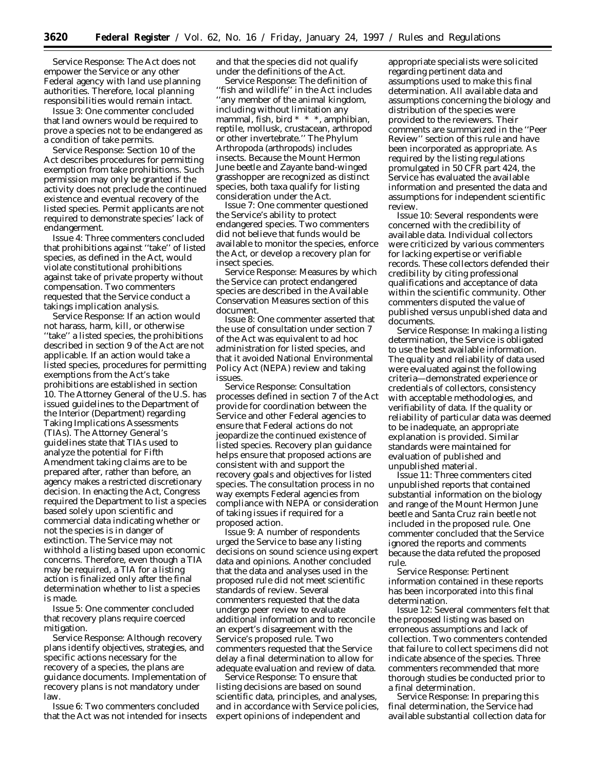*Service Response:* The Act does not empower the Service or any other Federal agency with land use planning authorities. Therefore, local planning responsibilities would remain intact.

*Issue 3:* One commenter concluded that land owners would be required to prove a species not to be endangered as a condition of take permits.

*Service Response:* Section 10 of the Act describes procedures for permitting exemption from take prohibitions. Such permission may only be granted if the activity does not preclude the continued existence and eventual recovery of the listed species. Permit applicants are not required to demonstrate species' lack of endangerment.

*Issue 4:* Three commenters concluded that prohibitions against ''take'' of listed species, as defined in the Act, would violate constitutional prohibitions against take of private property without compensation. Two commenters requested that the Service conduct a takings implication analysis.

*Service Response:* If an action would not harass, harm, kill, or otherwise ''take'' a listed species, the prohibitions described in section 9 of the Act are not applicable. If an action would take a listed species, procedures for permitting exemptions from the Act's take prohibitions are established in section 10. The Attorney General of the U.S. has issued guidelines to the Department of the Interior (Department) regarding Taking Implications Assessments (TIAs). The Attorney General's guidelines state that TIAs used to analyze the potential for Fifth Amendment taking claims are to be prepared after, rather than before, an agency makes a restricted discretionary decision. In enacting the Act, Congress required the Department to list a species based solely upon scientific and commercial data indicating whether or not the species is in danger of extinction. The Service may not withhold a listing based upon economic concerns. Therefore, even though a TIA may be required, a TIA for a listing action is finalized only after the final determination whether to list a species is made.

*Issue 5:* One commenter concluded that recovery plans require coerced mitigation.

*Service Response:* Although recovery plans identify objectives, strategies, and specific actions necessary for the recovery of a species, the plans are guidance documents. Implementation of recovery plans is not mandatory under law.

*Issue 6:* Two commenters concluded that the Act was not intended for insects and that the species did not qualify under the definitions of the Act.

*Service Response:* The definition of ''fish and wildlife'' in the Act includes ''any member of the animal kingdom, including without limitation any mammal, fish, bird * * *, amphibian, reptile, mollusk, crustacean, arthropod or other invertebrate.'' The Phylum Arthropoda (arthropods) includes insects. Because the Mount Hermon June beetle and Zayante band-winged grasshopper are recognized as distinct species, both taxa qualify for listing consideration under the Act.

*Issue 7:* One commenter questioned the Service's ability to protect endangered species. Two commenters did not believe that funds would be available to monitor the species, enforce the Act, or develop a recovery plan for insect species.

*Service Response:* Measures by which the Service can protect endangered species are described in the Available Conservation Measures section of this document.

*Issue 8:* One commenter asserted that the use of consultation under section 7 of the Act was equivalent to ad hoc administration for listed species, and that it avoided National Environmental Policy Act (NEPA) review and taking issues.

*Service Response:* Consultation processes defined in section 7 of the Act provide for coordination between the Service and other Federal agencies to ensure that Federal actions do not jeopardize the continued existence of listed species. Recovery plan guidance helps ensure that proposed actions are consistent with and support the recovery goals and objectives for listed species. The consultation process in no way exempts Federal agencies from compliance with NEPA or consideration of taking issues if required for a proposed action.

*Issue 9:* A number of respondents urged the Service to base any listing decisions on sound science using expert data and opinions. Another concluded that the data and analyses used in the proposed rule did not meet scientific standards of review. Several commenters requested that the data undergo peer review to evaluate additional information and to reconcile an expert's disagreement with the Service's proposed rule. Two commenters requested that the Service delay a final determination to allow for adequate evaluation and review of data.

*Service Response:* To ensure that listing decisions are based on sound scientific data, principles, and analyses, and in accordance with Service policies, expert opinions of independent and appropriate specialists were solicited regarding pertinent data and assumptions used to make this final determination. All available data and assumptions concerning the biology and distribution of the species were provided to the reviewers. Their comments are summarized in the ''Peer Review'' section of this rule and have been incorporated as appropriate. As required by the listing regulations promulgated in 50 CFR part 424, the Service has evaluated the available information and presented the data and assumptions for independent scientific review.

*Issue 10:* Several respondents were concerned with the credibility of available data. Individual collectors were criticized by various commenters for lacking expertise or verifiable records. These collectors defended their credibility by citing professional qualifications and acceptance of data within the scientific community. Other commenters disputed the value of published versus unpublished data and documents.

*Service Response:* In making a listing determination, the Service is obligated to use the best available information. The quality and reliability of data used were evaluated against the following criteria—demonstrated experience or credentials of collectors, consistency with acceptable methodologies, and verifiability of data. If the quality or reliability of particular data was deemed to be inadequate, an appropriate explanation is provided. Similar standards were maintained for evaluation of published and unpublished material.

*Issue 11:* Three commenters cited unpublished reports that contained substantial information on the biology and range of the Mount Hermon June beetle and Santa Cruz rain beetle not included in the proposed rule. One commenter concluded that the Service ignored the reports and comments because the data refuted the proposed rule.

*Service Response:* Pertinent information contained in these reports has been incorporated into this final determination.

*Issue 12:* Several commenters felt that the proposed listing was based on erroneous assumptions and lack of collection. Two commenters contended that failure to collect specimens did not indicate absence of the species. Three commenters recommended that more thorough studies be conducted prior to a final determination.

*Service Response:* In preparing this final determination, the Service had available substantial collection data for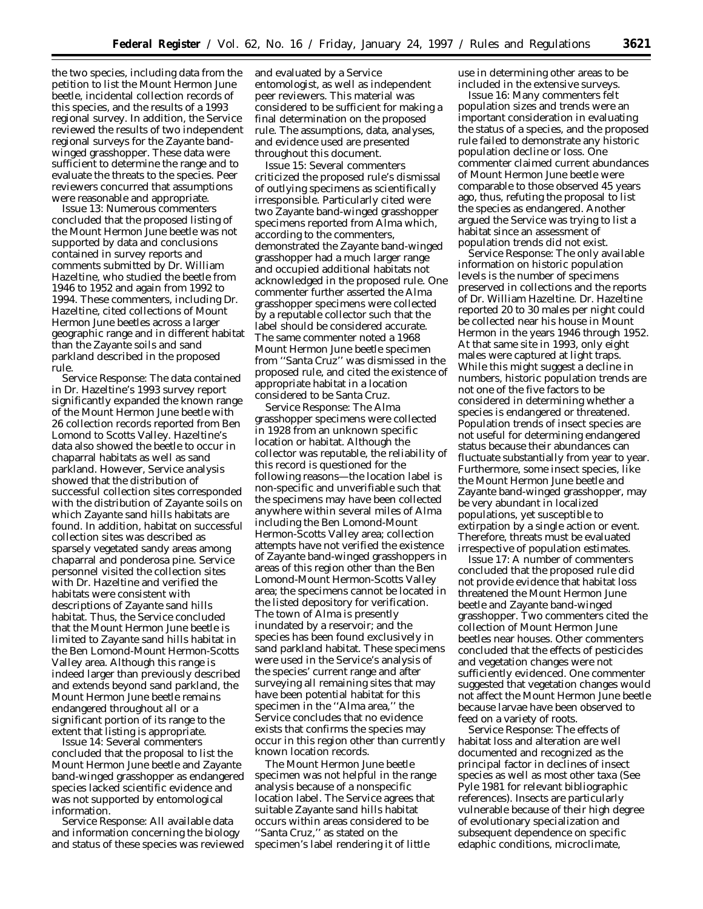the two species, including data from the petition to list the Mount Hermon June beetle, incidental collection records of this species, and the results of a 1993 regional survey. In addition, the Service reviewed the results of two independent regional surveys for the Zayante band-winged grasshopper. These data were sufficient to determine the range and to evaluate the threats to the species. Peer reviewers concurred that assumptions were reasonable and appropriate.

*Issue 13:* Numerous commenters concluded that the proposed listing of the Mount Hermon June beetle was not supported by data and conclusions contained in survey reports and comments submitted by Dr. William Hazeltine, who studied the beetle from 1946 to 1952 and again from 1992 to 1994. These commenters, including Dr. Hazeltine, cited collections of Mount Hermon June beetles across a larger geographic range and in different habitat than the Zayante soils and sand parkland described in the proposed rule.

*Service Response:* The data contained in Dr. Hazeltine's 1993 survey report significantly expanded the known range of the Mount Hermon June beetle with 26 collection records reported from Ben Lomond to Scotts Valley. Hazeltine's data also showed the beetle to occur in chaparral habitats as well as sand parkland. However, Service analysis showed that the distribution of successful collection sites corresponded with the distribution of Zayante soils on which Zayante sand hills habitats are found. In addition, habitat on successful collection sites was described as sparsely vegetated sandy areas among chaparral and ponderosa pine. Service personnel visited the collection sites with Dr. Hazeltine and verified the habitats were consistent with descriptions of Zayante sand hills habitat. Thus, the Service concluded that the Mount Hermon June beetle is limited to Zayante sand hills habitat in the Ben Lomond-Mount Hermon-Scotts Valley area. Although this range is indeed larger than previously described and extends beyond sand parkland, the Mount Hermon June beetle remains endangered throughout all or a significant portion of its range to the extent that listing is appropriate.

*Issue 14:* Several commenters concluded that the proposal to list the Mount Hermon June beetle and Zayante band-winged grasshopper as endangered species lacked scientific evidence and was not supported by entomological information.

*Service Response:* All available data and information concerning the biology and status of these species was reviewed and evaluated by a Service entomologist, as well as independent peer reviewers. This material was considered to be sufficient for making a final determination on the proposed rule. The assumptions, data, analyses, and evidence used are presented throughout this document.

*Issue 15:* Several commenters criticized the proposed rule's dismissal of outlying specimens as scientifically irresponsible. Particularly cited were two Zayante band-winged grasshopper specimens reported from Alma which, according to the commenters, demonstrated the Zayante band-winged grasshopper had a much larger range and occupied additional habitats not acknowledged in the proposed rule. One commenter further asserted the Alma grasshopper specimens were collected by a reputable collector such that the label should be considered accurate. The same commenter noted a 1968 Mount Hermon June beetle specimen from "Santa Cruz" was dismissed in the proposed rule, and cited the existence of appropriate habitat in a location considered to be Santa Cruz.

*Service Response:* The Alma grasshopper specimens were collected in 1928 from an unknown specific location or habitat. Although the collector was reputable, the reliability of this record is questioned for the following reasons—the location label is non-specific and unverifiable such that the specimens may have been collected anywhere within several miles of Alma including the Ben Lomond-Mount Hermon-Scotts Valley area; collection attempts have not verified the existence of Zayante band-winged grasshoppers in areas of this region other than the Ben Lomond-Mount Hermon-Scotts Valley area; the specimens cannot be located in the listed depository for verification. The town of Alma is presently inundated by a reservoir; and the species has been found exclusively in sand parkland habitat. These specimens were used in the Service's analysis of the species' current range and after surveying all remaining sites that may have been potential habitat for this specimen in the "Alma area," the Service concludes that no evidence exists that confirms the species may occur in this region other than currently known location records.

The Mount Hermon June beetle specimen was not helpful in the range analysis because of a nonspecific location label. The Service agrees that suitable Zayante sand hills habitat occurs within areas considered to be "Santa Cruz," as stated on the specimen's label rendering it of little use in determining other areas to be included in the extensive surveys.

*Issue 16:* Many commenters felt population sizes and trends were an important consideration in evaluating the status of a species, and the proposed rule failed to demonstrate any historic population decline or loss. One commenter claimed current abundances of Mount Hermon June beetle were comparable to those observed 45 years ago, thus, refuting the proposal to list the species as endangered. Another argued the Service was trying to list a habitat since an assessment of population trends did not exist.

*Service Response:* The only available information on historic population levels is the number of specimens preserved in collections and the reports of Dr. William Hazeltine. Dr. Hazeltine reported 20 to 30 males per night could be collected near his house in Mount Hermon in the years 1946 through 1952. At that same site in 1993, only eight males were captured at light traps. While this might suggest a decline in numbers, historic population trends are not one of the five factors to be considered in determining whether a species is endangered or threatened. Population trends of insect species are not useful for determining endangered status because their abundances can fluctuate substantially from year to year. Furthermore, some insect species, like the Mount Hermon June beetle and Zayante band-winged grasshopper, may be very abundant in localized populations, yet susceptible to extirpation by a single action or event. Therefore, threats must be evaluated irrespective of population estimates.

*Issue 17:* A number of commenters concluded that the proposed rule did not provide evidence that habitat loss threatened the Mount Hermon June beetle and Zayante band-winged grasshopper. Two commenters cited the collection of Mount Hermon June beetles near houses. Other commenters concluded that the effects of pesticides and vegetation changes were not sufficiently evidenced. One commenter suggested that vegetation changes would not affect the Mount Hermon June beetle because larvae have been observed to feed on a variety of roots.

*Service Response:* The effects of habitat loss and alteration are well documented and recognized as the principal factor in declines of insect species as well as most other taxa (See Pyle 1981 for relevant bibliographic references). Insects are particularly vulnerable because of their high degree of evolutionary specialization and subsequent dependence on specific edaphic conditions, microclimate,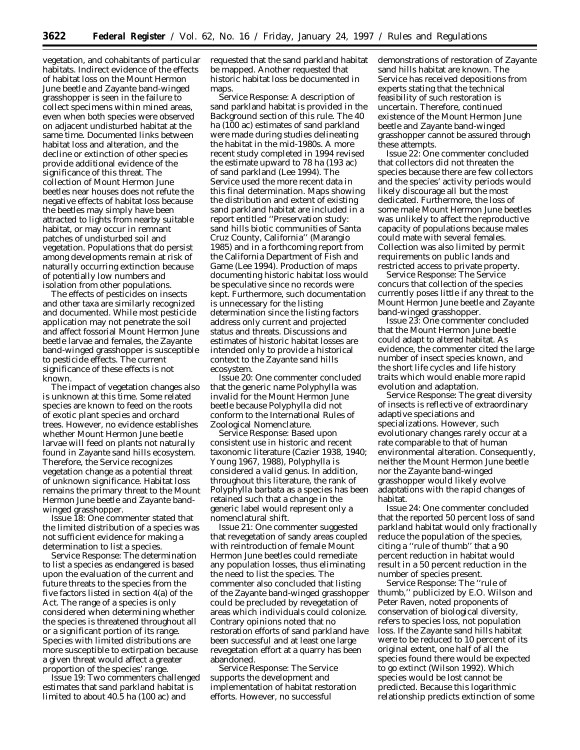vegetation, and cohabitants of particular habitats. Indirect evidence of the effects of habitat loss on the Mount Hermon June beetle and Zayante band-winged grasshopper is seen in the failure to collect specimens within mined areas, even when both species were observed on adjacent undisturbed habitat at the same time. Documented links between habitat loss and alteration, and the decline or extinction of other species provide additional evidence of the significance of this threat. The collection of Mount Hermon June beetles near houses does not refute the negative effects of habitat loss because the beetles may simply have been attracted to lights from nearby suitable habitat, or may occur in remnant patches of undisturbed soil and vegetation. Populations that do persist among developments remain at risk of naturally occurring extinction because of potentially low numbers and isolation from other populations.

The effects of pesticides on insects and other taxa are similarly recognized and documented. While most pesticide application may not penetrate the soil and affect fossorial Mount Hermon June beetle larvae and females, the Zayante band-winged grasshopper is susceptible to pesticide effects. The current significance of these effects is not known.

The impact of vegetation changes also is unknown at this time. Some related species are known to feed on the roots of exotic plant species and orchard trees. However, no evidence establishes whether Mount Hermon June beetle larvae will feed on plants not naturally found in Zayante sand hills ecosystem. Therefore, the Service recognizes vegetation change as a potential threat of unknown significance. Habitat loss remains the primary threat to the Mount Hermon June beetle and Zayante band-winged grasshopper.

*Issue 18:* One commenter stated that the limited distribution of a species was not sufficient evidence for making a determination to list a species.

*Service Response:* The determination to list a species as endangered is based upon the evaluation of the current and future threats to the species from the five factors listed in section 4(a) of the Act. The range of a species is only considered when determining whether the species is threatened throughout all or a significant portion of its range. Species with limited distributions are more susceptible to extirpation because a given threat would affect a greater proportion of the species' range.

*Issue 19:* Two commenters challenged estimates that sand parkland habitat is limited to about 40.5 ha (100 ac) and requested that the sand parkland habitat be mapped. Another requested that historic habitat loss be documented in maps.

*Service Response:* A description of sand parkland habitat is provided in the Background section of this rule. The 40 ha (100 ac) estimates of sand parkland were made during studies delineating the habitat in the mid-1980s. A more recent study completed in 1994 revised the estimate upward to 78 ha (193 ac) of sand parkland (Lee 1994). The Service used the more recent data in this final determination. Maps showing the distribution and extent of existing sand parkland habitat are included in a report entitled ''Preservation study: sand hills biotic communities of Santa Cruz County, California'' (Marangio 1985) and in a forthcoming report from the California Department of Fish and Game (Lee 1994). Production of maps documenting historic habitat loss would be speculative since no records were kept. Furthermore, such documentation is unnecessary for the listing determination since the listing factors address only current and projected status and threats. Discussions and estimates of historic habitat losses are intended only to provide a historical context to the Zayante sand hills ecosystem.

*Issue 20:* One commenter concluded that the generic name *Polyphylla* was invalid for the Mount Hermon June beetle because *Polyphylla* did not conform to the International Rules of Zoological Nomenclature.

*Service Response:* Based upon consistent use in historic and recent taxonomic literature (Cazier 1938, 1940; Young 1967, 1988), *Polyphylla* is considered a valid genus. In addition, throughout this literature, the rank of *Polyphylla barbata* as a species has been retained such that a change in the generic label would represent only a nomenclatural shift.

*Issue 21:* One commenter suggested that revegetation of sandy areas coupled with reintroduction of female Mount Hermon June beetles could remediate any population losses, thus eliminating the need to list the species. The commenter also concluded that listing of the Zayante band-winged grasshopper could be precluded by revegetation of areas which individuals could colonize. Contrary opinions noted that no restoration efforts of sand parkland have been successful and at least one large revegetation effort at a quarry has been abandoned.

*Service Response:* The Service supports the development and implementation of habitat restoration efforts. However, no successful demonstrations of restoration of Zayante sand hills habitat are known. The Service has received depositions from experts stating that the technical feasibility of such restoration is uncertain. Therefore, continued existence of the Mount Hermon June beetle and Zayante band-winged grasshopper cannot be assured through these attempts.

*Issue 22:* One commenter concluded that collectors did not threaten the species because there are few collectors and the species' activity periods would likely discourage all but the most dedicated. Furthermore, the loss of some male Mount Hermon June beetles was unlikely to affect the reproductive capacity of populations because males could mate with several females. Collection was also limited by permit requirements on public lands and restricted access to private property.

*Service Response:* The Service concurs that collection of the species currently poses little if any threat to the Mount Hermon June beetle and Zayante band-winged grasshopper.

*Issue 23:* One commenter concluded that the Mount Hermon June beetle could adapt to altered habitat. As evidence, the commenter cited the large number of insect species known, and the short life cycles and life history traits which would enable more rapid evolution and adaptation.

*Service Response:* The great diversity of insects is reflective of extraordinary adaptive speciations and specializations. However, such evolutionary changes rarely occur at a rate comparable to that of human environmental alteration. Consequently, neither the Mount Hermon June beetle nor the Zayante band-winged grasshopper would likely evolve adaptations with the rapid changes of habitat.

*Issue 24:* One commenter concluded that the reported 50 percent loss of sand parkland habitat would only fractionally reduce the population of the species, citing a ''rule of thumb'' that a 90 percent reduction in habitat would result in a 50 percent reduction in the number of species present.

*Service Response:* The ''rule of thumb,'' publicized by E.O. Wilson and Peter Raven, noted proponents of conservation of biological diversity, refers to species loss, not population loss. If the Zayante sand hills habitat were to be reduced to 10 percent of its original extent, one half of all the species found there would be expected to go extinct (Wilson 1992). Which species would be lost cannot be predicted. Because this logarithmic relationship predicts extinction of some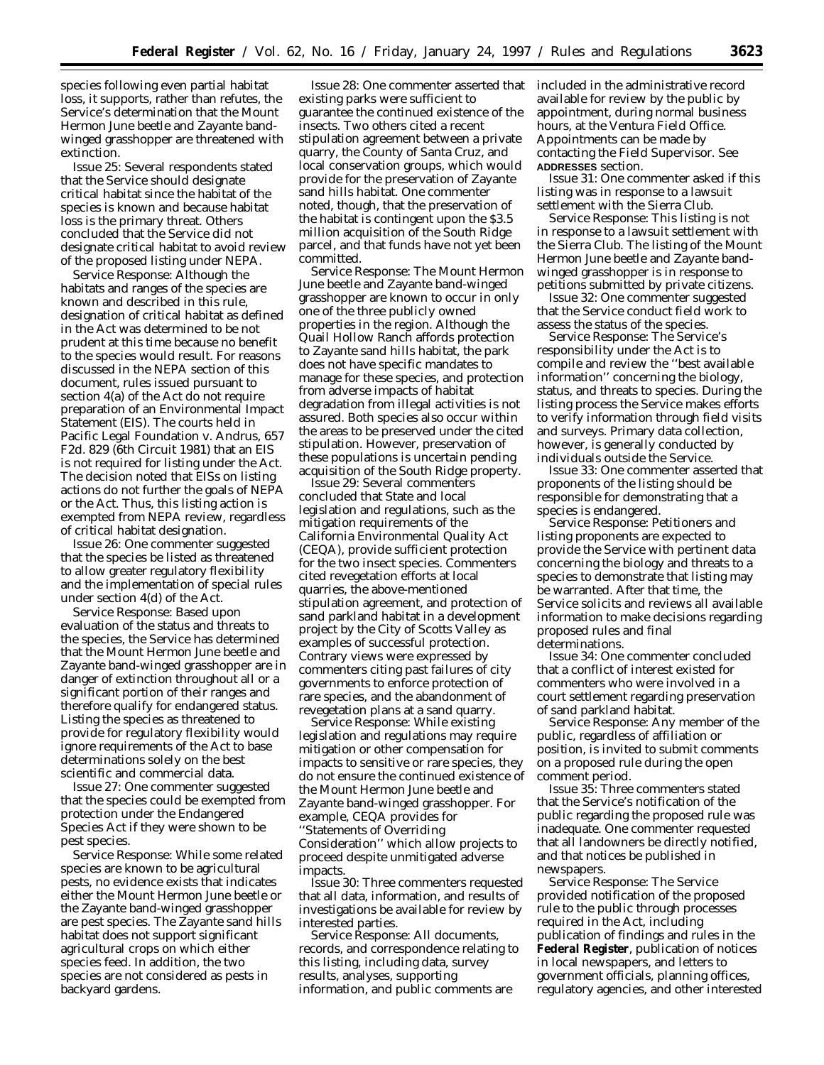species following even partial habitat loss, it supports, rather than refutes, the Service's determination that the Mount Hermon June beetle and Zayante band-winged grasshopper are threatened with extinction.

Issue 25: Several respondents stated that the Service should designate critical habitat since the habitat of the species is known and because habitat loss is the primary threat. Others concluded that the Service did not designate critical habitat to avoid review of the proposed listing under NEPA.

Service Response: Although the habitats and ranges of the species are known and described in this rule, designation of critical habitat as defined in the Act was determined to be not prudent at this time because no benefit to the species would result. For reasons discussed in the NEPA section of this document, rules issued pursuant to section 4(a) of the Act do not require preparation of an Environmental Impact Statement (EIS). The courts held in Pacific Legal Foundation v. Andrus, 657 F2d. 829 (6th Circuit 1981) that an EIS is not required for listing under the Act. The decision noted that EISs on listing actions do not further the goals of NEPA or the Act. Thus, this listing action is exempted from NEPA review, regardless of critical habitat designation.

Issue 26: One commenter suggested that the species be listed as threatened to allow greater regulatory flexibility and the implementation of special rules under section 4(d) of the Act.

Service Response: Based upon evaluation of the status and threats to the species, the Service has determined that the Mount Hermon June beetle and Zayante band-winged grasshopper are in danger of extinction throughout all or a significant portion of their ranges and therefore qualify for endangered status. Listing the species as threatened to provide for regulatory flexibility would ignore requirements of the Act to base determinations solely on the best scientific and commercial data.

Issue 27: One commenter suggested that the species could be exempted from protection under the Endangered Species Act if they were shown to be pest species.

Service Response: While some related species are known to be agricultural pests, no evidence exists that indicates either the Mount Hermon June beetle or the Zayante band-winged grasshopper are pest species. The Zayante sand hills habitat does not support significant agricultural crops on which either species feed. In addition, the two species are not considered as pests in backyard gardens.

Issue 28: One commenter asserted that existing parks were sufficient to guarantee the continued existence of the insects. Two others cited a recent stipulation agreement between a private quarry, the County of Santa Cruz, and local conservation groups, which would provide for the preservation of Zayante sand hills habitat. One commenter noted, though, that the preservation of the habitat is contingent upon the $3.5 million acquisition of the South Ridge parcel, and that funds have not yet been committed.

Service Response: The Mount Hermon June beetle and Zayante band-winged grasshopper are known to occur in only one of the three publicly owned properties in the region. Although the Quail Hollow Ranch affords protection to Zayante sand hills habitat, the park does not have specific mandates to manage for these species, and protection from adverse impacts of habitat degradation from illegal activities is not assured. Both species also occur within the areas to be preserved under the cited stipulation. However, preservation of these populations is uncertain pending acquisition of the South Ridge property.

Issue 29: Several commenters concluded that State and local legislation and regulations, such as the mitigation requirements of the California Environmental Quality Act (CEQA), provide sufficient protection for the two insect species. Commenters cited revegetation efforts at local quarries, the above-mentioned stipulation agreement, and protection of sand parkland habitat in a development project by the City of Scotts Valley as examples of successful protection. Contrary views were expressed by commenters citing past failures of city governments to enforce protection of rare species, and the abandonment of revegetation plans at a sand quarry.

Service Response: While existing legislation and regulations may require mitigation or other compensation for impacts to sensitive or rare species, they do not ensure the continued existence of the Mount Hermon June beetle and Zayante band-winged grasshopper. For example, CEQA provides for ''Statements of Overriding Consideration'' which allow projects to proceed despite unmitigated adverse impacts.

Issue 30: Three commenters requested that all data, information, and results of investigations be available for review by interested parties.

Service Response: All documents, records, and correspondence relating to this listing, including data, survey results, analyses, supporting information, and public comments are included in the administrative record available for review by the public by appointment, during normal business hours, at the Ventura Field Office. Appointments can be made by contacting the Field Supervisor. See **ADDRESSES** section.

Issue 31: One commenter asked if this listing was in response to a lawsuit settlement with the Sierra Club.

Service Response: This listing is not in response to a lawsuit settlement with the Sierra Club. The listing of the Mount Hermon June beetle and Zayante band-winged grasshopper is in response to petitions submitted by private citizens.

Issue 32: One commenter suggested that the Service conduct field work to assess the status of the species.

Service Response: The Service's responsibility under the Act is to compile and review the ''best available information'' concerning the biology, status, and threats to species. During the listing process the Service makes efforts to verify information through field visits and surveys. Primary data collection, however, is generally conducted by individuals outside the Service.

Issue 33: One commenter asserted that proponents of the listing should be responsible for demonstrating that a species is endangered.

Service Response: Petitioners and listing proponents are expected to provide the Service with pertinent data concerning the biology and threats to a species to demonstrate that listing may be warranted. After that time, the Service solicits and reviews all available information to make decisions regarding proposed rules and final determinations.

Issue 34: One commenter concluded that a conflict of interest existed for commenters who were involved in a court settlement regarding preservation of sand parkland habitat.

Service Response: Any member of the public, regardless of affiliation or position, is invited to submit comments on a proposed rule during the open comment period.

Issue 35: Three commenters stated that the Service's notification of the public regarding the proposed rule was inadequate. One commenter requested that all landowners be directly notified, and that notices be published in newspapers.

Service Response: The Service provided notification of the proposed rule to the public through processes required in the Act, including publication of findings and rules in the **Federal Register**, publication of notices in local newspapers, and letters to government officials, planning offices, regulatory agencies, and other interested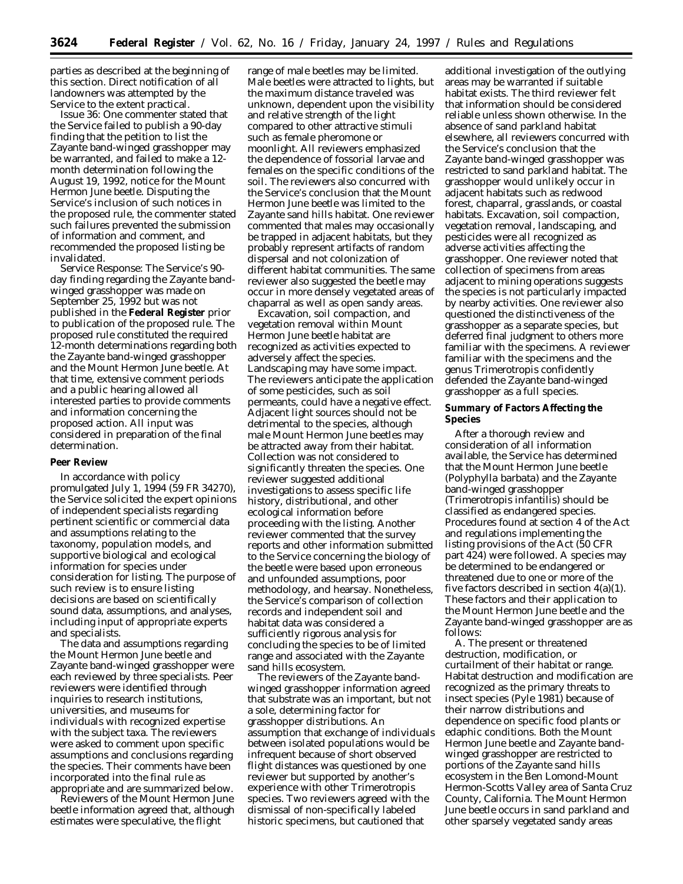parties as described at the beginning of this section. Direct notification of all landowners was attempted by the Service to the extent practical.

Issue 36: One commenter stated that the Service failed to publish a 90-day finding that the petition to list the Zayante band-winged grasshopper may be warranted, and failed to make a 12-month determination following the August 19, 1992, notice for the Mount Hermon June beetle. Disputing the Service's inclusion of such notices in the proposed rule, the commenter stated such failures prevented the submission of information and comment, and recommended the proposed listing be invalidated.

Service Response: The Service's 90-day finding regarding the Zayante band-winged grasshopper was made on September 25, 1992 but was not published in the **Federal Register** prior to publication of the proposed rule. The proposed rule constituted the required 12-month determinations regarding both the Zayante band-winged grasshopper and the Mount Hermon June beetle. At that time, extensive comment periods and a public hearing allowed all interested parties to provide comments and information concerning the proposed action. All input was considered in preparation of the final determination.

## Peer Review

In accordance with policy promulgated July 1, 1994 (59 FR 34270), the Service solicited the expert opinions of independent specialists regarding pertinent scientific or commercial data and assumptions relating to the taxonomy, population models, and supportive biological and ecological information for species under consideration for listing. The purpose of such review is to ensure listing decisions are based on scientifically sound data, assumptions, and analyses, including input of appropriate experts and specialists.

The data and assumptions regarding the Mount Hermon June beetle and Zayante band-winged grasshopper were each reviewed by three specialists. Peer reviewers were identified through inquiries to research institutions, universities, and museums for individuals with recognized expertise with the subject taxa. The reviewers were asked to comment upon specific assumptions and conclusions regarding the species. Their comments have been incorporated into the final rule as appropriate and are summarized below.

Reviewers of the Mount Hermon June beetle information agreed that, although estimates were speculative, the flight range of male beetles may be limited. Male beetles were attracted to lights, but the maximum distance traveled was unknown, dependent upon the visibility and relative strength of the light compared to other attractive stimuli such as female pheromone or moonlight. All reviewers emphasized the dependence of fossorial larvae and females on the specific conditions of the soil. The reviewers also concurred with the Service's conclusion that the Mount Hermon June beetle was limited to the Zayante sand hills habitat. One reviewer commented that males may occasionally be trapped in adjacent habitats, but they probably represent artifacts of random dispersal and not colonization of different habitat communities. The same reviewer also suggested the beetle may occur in more densely vegetated areas of chaparral as well as open sandy areas.

Excavation, soil compaction, and vegetation removal within Mount Hermon June beetle habitat are recognized as activities expected to adversely affect the species. Landscaping may have some impact. The reviewers anticipate the application of some pesticides, such as soil permeants, could have a negative effect. Adjacent light sources should not be detrimental to the species, although male Mount Hermon June beetles may be attracted away from their habitat. Collection was not considered to significantly threaten the species. One reviewer suggested additional investigations to assess specific life history, distributional, and other ecological information before proceeding with the listing. Another reviewer commented that the survey reports and other information submitted to the Service concerning the biology of the beetle were based upon erroneous and unfounded assumptions, poor methodology, and hearsay. Nonetheless, the Service's comparison of collection records and independent soil and habitat data was considered a sufficiently rigorous analysis for concluding the species to be of limited range and associated with the Zayante sand hills ecosystem.

The reviewers of the Zayante band-winged grasshopper information agreed that substrate was an important, but not a sole, determining factor for grasshopper distributions. An assumption that exchange of individuals between isolated populations would be infrequent because of short observed flight distances was questioned by one reviewer but supported by another's experience with other *Trimerotropis* species. Two reviewers agreed with the dismissal of non-specifically labeled historic specimens, but cautioned that additional investigation of the outlying areas may be warranted if suitable habitat exists. The third reviewer felt that information should be considered reliable unless shown otherwise. In the absence of sand parkland habitat elsewhere, all reviewers concurred with the Service's conclusion that the Zayante band-winged grasshopper was restricted to sand parkland habitat. The grasshopper would unlikely occur in adjacent habitats such as redwood forest, chaparral, grasslands, or coastal habitats. Excavation, soil compaction, vegetation removal, landscaping, and pesticides were all recognized as adverse activities affecting the grasshopper. One reviewer noted that collection of specimens from areas adjacent to mining operations suggests the species is not particularly impacted by nearby activities. One reviewer also questioned the distinctiveness of the grasshopper as a separate species, but deferred final judgment to others more familiar with the specimens. A reviewer familiar with the specimens and the genus *Trimerotropis* confidently defended the Zayante band-winged grasshopper as a full species.

## Summary of Factors Affecting the Species

After a thorough review and consideration of all information available, the Service has determined that the Mount Hermon June beetle (*Polyphylla barbata*) and the Zayante band-winged grasshopper (*Trimerotropis infantilis*) should be classified as endangered species. Procedures found at section 4 of the Act and regulations implementing the listing provisions of the Act (50 CFR part 424) were followed. A species may be determined to be endangered or threatened due to one or more of the five factors described in section 4(a)(1). These factors and their application to the Mount Hermon June beetle and the Zayante band-winged grasshopper are as follows:

A. *The present or threatened destruction, modification, or curtailment of their habitat or range.* Habitat destruction and modification are recognized as the primary threats to insect species (Pyle 1981) because of their narrow distributions and dependence on specific food plants or edaphic conditions. Both the Mount Hermon June beetle and Zayante band-winged grasshopper are restricted to portions of the Zayante sand hills ecosystem in the Ben Lomond-Mount Hermon-Scotts Valley area of Santa Cruz County, California. The Mount Hermon June beetle occurs in sand parkland and other sparsely vegetated sandy areas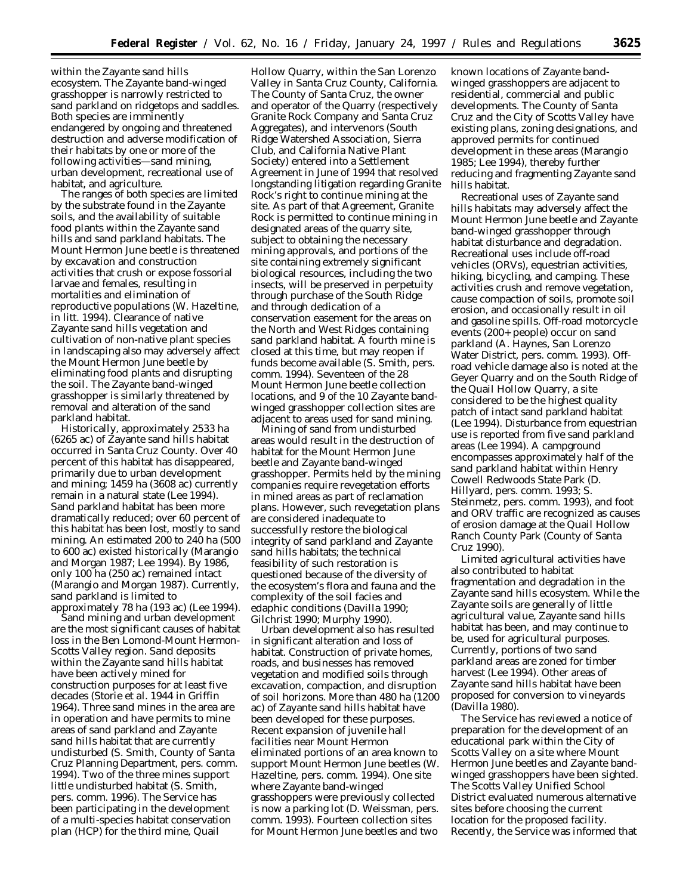within the Zayante sand hills ecosystem. The Zayante band-winged grasshopper is narrowly restricted to sand parkland on ridgetops and saddles. Both species are imminently endangered by ongoing and threatened destruction and adverse modification of their habitats by one or more of the following activities—sand mining, urban development, recreational use of habitat, and agriculture.

The ranges of both species are limited by the substrate found in the Zayante soils, and the availability of suitable food plants within the Zayante sand hills and sand parkland habitats. The Mount Hermon June beetle is threatened by excavation and construction activities that crush or expose fossorial larvae and females, resulting in mortalities and elimination of reproductive populations (W. Hazeltine, in litt. 1994). Clearance of native Zayante sand hills vegetation and cultivation of non-native plant species in landscaping also may adversely affect the Mount Hermon June beetle by eliminating food plants and disrupting the soil. The Zayante band-winged grasshopper is similarly threatened by removal and alteration of the sand parkland habitat.

Historically, approximately 2533 ha (6265 ac) of Zayante sand hills habitat occurred in Santa Cruz County. Over 40 percent of this habitat has disappeared, primarily due to urban development and mining; 1459 ha (3608 ac) currently remain in a natural state (Lee 1994). Sand parkland habitat has been more dramatically reduced; over 60 percent of this habitat has been lost, mostly to sand mining. An estimated 200 to 240 ha (500 to 600 ac) existed historically (Marangio and Morgan 1987; Lee 1994). By 1986, only 100 ha (250 ac) remained intact (Marangio and Morgan 1987). Currently, sand parkland is limited to approximately 78 ha (193 ac) (Lee 1994).

Sand mining and urban development are the most significant causes of habitat loss in the Ben Lomond-Mount Hermon-Scotts Valley region. Sand deposits within the Zayante sand hills habitat have been actively mined for construction purposes for at least five decades (Storie et al. 1944 in Griffin 1964). Three sand mines in the area are in operation and have permits to mine areas of sand parkland and Zayante sand hills habitat that are currently undisturbed (S. Smith, County of Santa Cruz Planning Department, pers. comm. 1994). Two of the three mines support little undisturbed habitat (S. Smith, pers. comm. 1996). The Service has been participating in the development of a multi-species habitat conservation plan (HCP) for the third mine, Quail Hollow Quarry, within the San Lorenzo Valley in Santa Cruz County, California. The County of Santa Cruz, the owner and operator of the Quarry (respectively Granite Rock Company and Santa Cruz Aggregates), and intervenors (South Ridge Watershed Association, Sierra Club, and California Native Plant Society) entered into a Settlement Agreement in June of 1994 that resolved longstanding litigation regarding Granite Rock's right to continue mining at the site. As part of that Agreement, Granite Rock is permitted to continue mining in designated areas of the quarry site, subject to obtaining the necessary mining approvals, and portions of the site containing extremely significant biological resources, including the two insects, will be preserved in perpetuity through purchase of the South Ridge and through dedication of a conservation easement for the areas on the North and West Ridges containing sand parkland habitat. A fourth mine is closed at this time, but may reopen if funds become available (S. Smith, pers. comm. 1994). Seventeen of the 28 Mount Hermon June beetle collection locations, and 9 of the 10 Zayante band-winged grasshopper collection sites are adjacent to areas used for sand mining.

Mining of sand from undisturbed areas would result in the destruction of habitat for the Mount Hermon June beetle and Zayante band-winged grasshopper. Permits held by the mining companies require revegetation efforts in mined areas as part of reclamation plans. However, such revegetation plans are considered inadequate to successfully restore the biological integrity of sand parkland and Zayante sand hills habitats; the technical feasibility of such restoration is questioned because of the diversity of the ecosystem's flora and fauna and the complexity of the soil facies and edaphic conditions (Davilla 1990; Gilchrist 1990; Murphy 1990).

Urban development also has resulted in significant alteration and loss of habitat. Construction of private homes, roads, and businesses has removed vegetation and modified soils through excavation, compaction, and disruption of soil horizons. More than 480 ha (1200 ac) of Zayante sand hills habitat have been developed for these purposes. Recent expansion of juvenile hall facilities near Mount Hermon eliminated portions of an area known to support Mount Hermon June beetles (W. Hazeltine, pers. comm. 1994). One site where Zayante band-winged grasshoppers were previously collected is now a parking lot (D. Weissman, pers. comm. 1993). Fourteen collection sites for Mount Hermon June beetles and two known locations of Zayante band-winged grasshoppers are adjacent to residential, commercial and public developments. The County of Santa Cruz and the City of Scotts Valley have existing plans, zoning designations, and approved permits for continued development in these areas (Marangio 1985; Lee 1994), thereby further reducing and fragmenting Zayante sand hills habitat.

Recreational uses of Zayante sand hills habitats may adversely affect the Mount Hermon June beetle and Zayante band-winged grasshopper through habitat disturbance and degradation. Recreational uses include off-road vehicles (ORVs), equestrian activities, hiking, bicycling, and camping. These activities crush and remove vegetation, cause compaction of soils, promote soil erosion, and occasionally result in oil and gasoline spills. Off-road motorcycle events (200+ people) occur on sand parkland (A. Haynes, San Lorenzo Water District, pers. comm. 1993). Off-road vehicle damage also is noted at the Geyer Quarry and on the South Ridge of the Quail Hollow Quarry, a site considered to be the highest quality patch of intact sand parkland habitat (Lee 1994). Disturbance from equestrian use is reported from five sand parkland areas (Lee 1994). A campground encompasses approximately half of the sand parkland habitat within Henry Cowell Redwoods State Park (D. Hillyard, pers. comm. 1993; S. Steinmetz, pers. comm. 1993), and foot and ORV traffic are recognized as causes of erosion damage at the Quail Hollow Ranch County Park (County of Santa Cruz 1990).

Limited agricultural activities have also contributed to habitat fragmentation and degradation in the Zayante sand hills ecosystem. While the Zayante soils are generally of little agricultural value, Zayante sand hills habitat has been, and may continue to be, used for agricultural purposes. Currently, portions of two sand parkland areas are zoned for timber harvest (Lee 1994). Other areas of Zayante sand hills habitat have been proposed for conversion to vineyards (Davilla 1980).

The Service has reviewed a notice of preparation for the development of an educational park within the City of Scotts Valley on a site where Mount Hermon June beetles and Zayante band-winged grasshoppers have been sighted. The Scotts Valley Unified School District evaluated numerous alternative sites before choosing the current location for the proposed facility. Recently, the Service was informed that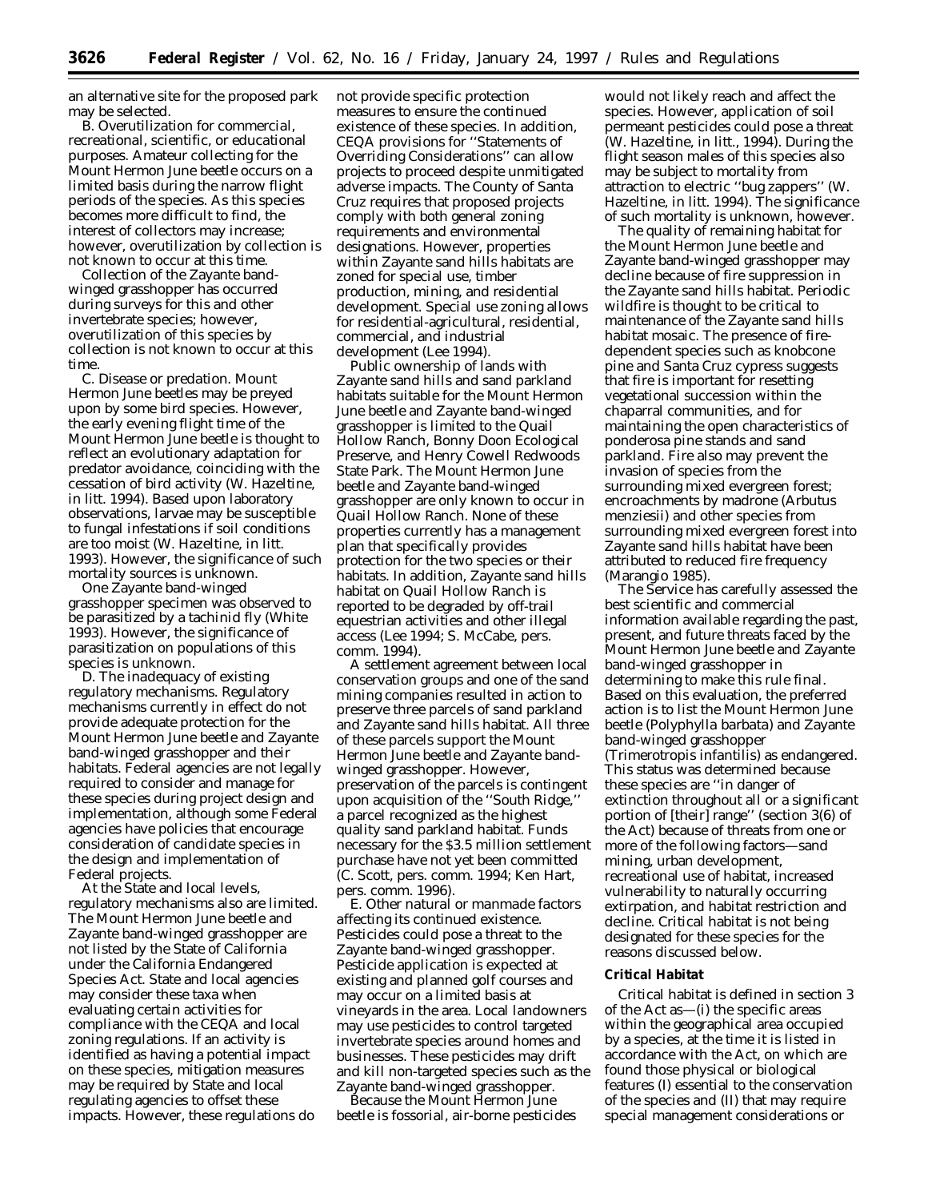an alternative site for the proposed park may be selected.

B. *Overutilization for commercial, recreational, scientific, or educational purposes.* Amateur collecting for the Mount Hermon June beetle occurs on a limited basis during the narrow flight periods of the species. As this species becomes more difficult to find, the interest of collectors may increase; however, overutilization by collection is not known to occur at this time.

Collection of the Zayante band-winged grasshopper has occurred during surveys for this and other invertebrate species; however, overutilization of this species by collection is not known to occur at this time.

C. *Disease or predation.* Mount Hermon June beetles may be preyed upon by some bird species. However, the early evening flight time of the Mount Hermon June beetle is thought to reflect an evolutionary adaptation for predator avoidance, coinciding with the cessation of bird activity (W. Hazeltine, in litt. 1994). Based upon laboratory observations, larvae may be susceptible to fungal infestations if soil conditions are too moist (W. Hazeltine, in litt. 1993). However, the significance of such mortality sources is unknown.

One Zayante band-winged grasshopper specimen was observed to be parasitized by a tachinid fly (White 1993). However, the significance of parasitization on populations of this species is unknown.

D. *The inadequacy of existing regulatory mechanisms.* Regulatory mechanisms currently in effect do not provide adequate protection for the Mount Hermon June beetle and Zayante band-winged grasshopper and their habitats. Federal agencies are not legally required to consider and manage for these species during project design and implementation, although some Federal agencies have policies that encourage consideration of candidate species in the design and implementation of Federal projects.

At the State and local levels, regulatory mechanisms also are limited. The Mount Hermon June beetle and Zayante band-winged grasshopper are not listed by the State of California under the California Endangered Species Act. State and local agencies may consider these taxa when evaluating certain activities for compliance with the CEQA and local zoning regulations. If an activity is identified as having a potential impact on these species, mitigation measures may be required by State and local regulating agencies to offset these impacts. However, these regulations do not provide specific protection measures to ensure the continued existence of these species. In addition, CEQA provisions for ''Statements of Overriding Considerations'' can allow projects to proceed despite unmitigated adverse impacts. The County of Santa Cruz requires that proposed projects comply with both general zoning requirements and environmental designations. However, properties within Zayante sand hills habitats are zoned for special use, timber production, mining, and residential development. Special use zoning allows for residential-agricultural, residential, commercial, and industrial development (Lee 1994).

Public ownership of lands with Zayante sand hills and sand parkland habitats suitable for the Mount Hermon June beetle and Zayante band-winged grasshopper is limited to the Quail Hollow Ranch, Bonny Doon Ecological Preserve, and Henry Cowell Redwoods State Park. The Mount Hermon June beetle and Zayante band-winged grasshopper are only known to occur in Quail Hollow Ranch. None of these properties currently has a management plan that specifically provides protection for the two species or their habitats. In addition, Zayante sand hills habitat on Quail Hollow Ranch is reported to be degraded by off-trail equestrian activities and other illegal access (Lee 1994; S. McCabe, pers. comm. 1994).

A settlement agreement between local conservation groups and one of the sand mining companies resulted in action to preserve three parcels of sand parkland and Zayante sand hills habitat. All three of these parcels support the Mount Hermon June beetle and Zayante band-winged grasshopper. However, preservation of the parcels is contingent upon acquisition of the ''South Ridge,'' a parcel recognized as the highest quality sand parkland habitat. Funds necessary for the $3.5 million settlement purchase have not yet been committed (C. Scott, pers. comm. 1994; Ken Hart, pers. comm. 1996).

E. *Other natural or manmade factors affecting its continued existence.* Pesticides could pose a threat to the Zayante band-winged grasshopper. Pesticide application is expected at existing and planned golf courses and may occur on a limited basis at vineyards in the area. Local landowners may use pesticides to control targeted invertebrate species around homes and businesses. These pesticides may drift and kill non-targeted species such as the Zayante band-winged grasshopper.

Because the Mount Hermon June beetle is fossorial, air-borne pesticides would not likely reach and affect the species. However, application of soil permeant pesticides could pose a threat (W. Hazeltine, in litt., 1994). During the flight season males of this species also may be subject to mortality from attraction to electric ''bug zappers'' (W. Hazeltine, in litt. 1994). The significance of such mortality is unknown, however.

The quality of remaining habitat for the Mount Hermon June beetle and Zayante band-winged grasshopper may decline because of fire suppression in the Zayante sand hills habitat. Periodic wildfire is thought to be critical to maintenance of the Zayante sand hills habitat mosaic. The presence of fire-dependent species such as knobcone pine and Santa Cruz cypress suggests that fire is important for resetting vegetational succession within the chaparral communities, and for maintaining the open characteristics of ponderosa pine stands and sand parkland. Fire also may prevent the invasion of species from the surrounding mixed evergreen forest; encroachments by madrone (*Arbutus menziesii*) and other species from surrounding mixed evergreen forest into Zayante sand hills habitat have been attributed to reduced fire frequency (Marangio 1985).

The Service has carefully assessed the best scientific and commercial information available regarding the past, present, and future threats faced by the Mount Hermon June beetle and Zayante band-winged grasshopper in determining to make this rule final. Based on this evaluation, the preferred action is to list the Mount Hermon June beetle (*Polyphylla barbata*) and Zayante band-winged grasshopper (*Trimerotropis infantilis*) as endangered. This status was determined because these species are ''in danger of extinction throughout all or a significant portion of [their] range'' (section 3(6) of the Act) because of threats from one or more of the following factors—sand mining, urban development, recreational use of habitat, increased vulnerability to naturally occurring extirpation, and habitat restriction and decline. Critical habitat is not being designated for these species for the reasons discussed below.

**Critical Habitat**

Critical habitat is defined in section 3 of the Act as—(i) the specific areas within the geographical area occupied by a species, at the time it is listed in accordance with the Act, on which are found those physical or biological features (I) essential to the conservation of the species and (II) that may require special management considerations or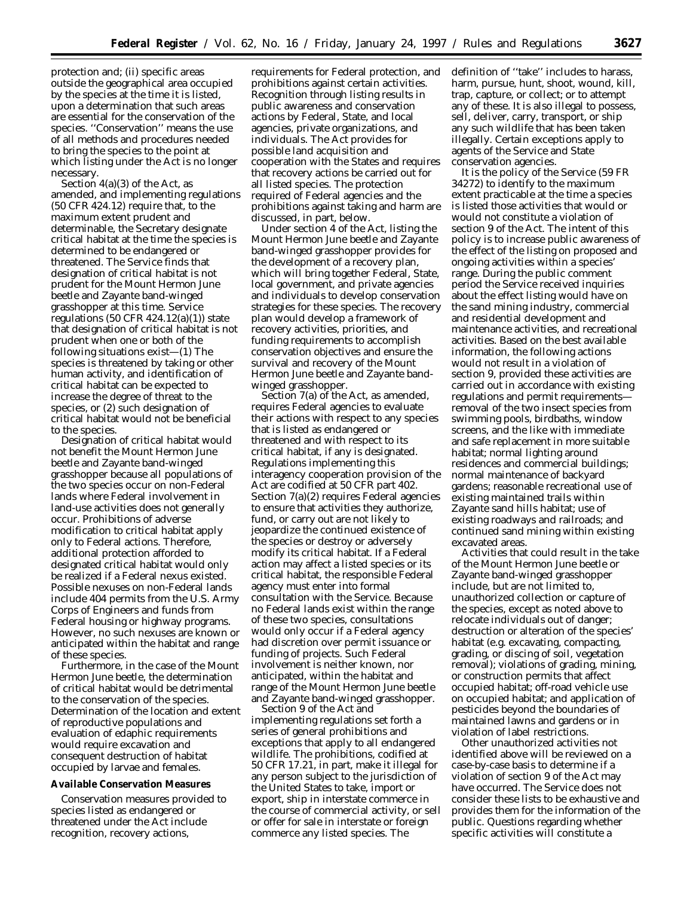protection and; (ii) specific areas outside the geographical area occupied by the species at the time it is listed, upon a determination that such areas are essential for the conservation of the species. ''Conservation'' means the use of all methods and procedures needed to bring the species to the point at which listing under the Act is no longer necessary.

Section 4(a)(3) of the Act, as amended, and implementing regulations (50 CFR 424.12) require that, to the maximum extent prudent and determinable, the Secretary designate critical habitat at the time the species is determined to be endangered or threatened. The Service finds that designation of critical habitat is not prudent for the Mount Hermon June beetle and Zayante band-winged grasshopper at this time. Service regulations (50 CFR 424.12(a)(1)) state that designation of critical habitat is not prudent when one or both of the following situations exist—(1) The species is threatened by taking or other human activity, and identification of critical habitat can be expected to increase the degree of threat to the species, or (2) such designation of critical habitat would not be beneficial to the species.

Designation of critical habitat would not benefit the Mount Hermon June beetle and Zayante band-winged grasshopper because all populations of the two species occur on non-Federal lands where Federal involvement in land-use activities does not generally occur. Prohibitions of adverse modification to critical habitat apply only to Federal actions. Therefore, additional protection afforded to designated critical habitat would only be realized if a Federal nexus existed. Possible nexuses on non-Federal lands include 404 permits from the U.S. Army Corps of Engineers and funds from Federal housing or highway programs. However, no such nexuses are known or anticipated within the habitat and range of these species.

Furthermore, in the case of the Mount Hermon June beetle, the determination of critical habitat would be detrimental to the conservation of the species. Determination of the location and extent of reproductive populations and evaluation of edaphic requirements would require excavation and consequent destruction of habitat occupied by larvae and females.

**Available Conservation Measures**

Conservation measures provided to species listed as endangered or threatened under the Act include recognition, recovery actions, requirements for Federal protection, and prohibitions against certain activities. Recognition through listing results in public awareness and conservation actions by Federal, State, and local agencies, private organizations, and individuals. The Act provides for possible land acquisition and cooperation with the States and requires that recovery actions be carried out for all listed species. The protection required of Federal agencies and the prohibitions against taking and harm are discussed, in part, below.

Under section 4 of the Act, listing the Mount Hermon June beetle and Zayante band-winged grasshopper provides for the development of a recovery plan, which will bring together Federal, State, local government, and private agencies and individuals to develop conservation strategies for these species. The recovery plan would develop a framework of recovery activities, priorities, and funding requirements to accomplish conservation objectives and ensure the survival and recovery of the Mount Hermon June beetle and Zayante band-winged grasshopper.

Section 7(a) of the Act, as amended, requires Federal agencies to evaluate their actions with respect to any species that is listed as endangered or threatened and with respect to its critical habitat, if any is designated. Regulations implementing this interagency cooperation provision of the Act are codified at 50 CFR part 402. Section 7(a)(2) requires Federal agencies to ensure that activities they authorize, fund, or carry out are not likely to jeopardize the continued existence of the species or destroy or adversely modify its critical habitat. If a Federal action may affect a listed species or its critical habitat, the responsible Federal agency must enter into formal consultation with the Service. Because no Federal lands exist within the range of these two species, consultations would only occur if a Federal agency had discretion over permit issuance or funding of projects. Such Federal involvement is neither known, nor anticipated, within the habitat and range of the Mount Hermon June beetle and Zayante band-winged grasshopper.

Section 9 of the Act and implementing regulations set forth a series of general prohibitions and exceptions that apply to all endangered wildlife. The prohibitions, codified at 50 CFR 17.21, in part, make it illegal for any person subject to the jurisdiction of the United States to take, import or export, ship in interstate commerce in the course of commercial activity, or sell or offer for sale in interstate or foreign commerce any listed species. The definition of ''take'' includes to harass, harm, pursue, hunt, shoot, wound, kill, trap, capture, or collect; or to attempt any of these. It is also illegal to possess, sell, deliver, carry, transport, or ship any such wildlife that has been taken illegally. Certain exceptions apply to agents of the Service and State conservation agencies.

It is the policy of the Service (59 FR 34272) to identify to the maximum extent practicable at the time a species is listed those activities that would or would not constitute a violation of section 9 of the Act. The intent of this policy is to increase public awareness of the effect of the listing on proposed and ongoing activities within a species' range. During the public comment period the Service received inquiries about the effect listing would have on the sand mining industry, commercial and residential development and maintenance activities, and recreational activities. Based on the best available information, the following actions would not result in a violation of section 9, provided these activities are carried out in accordance with existing regulations and permit requirements—removal of the two insect species from swimming pools, birdbaths, window screens, and the like with immediate and safe replacement in more suitable habitat; normal lighting around residences and commercial buildings; normal maintenance of backyard gardens; reasonable recreational use of existing maintained trails within Zayante sand hills habitat; use of existing roadways and railroads; and continued sand mining within existing excavated areas.

Activities that could result in the take of the Mount Hermon June beetle or Zayante band-winged grasshopper include, but are not limited to, unauthorized collection or capture of the species, except as noted above to relocate individuals out of danger; destruction or alteration of the species' habitat (e.g. excavating, compacting, grading, or discing of soil, vegetation removal); violations of grading, mining, or construction permits that affect occupied habitat; off-road vehicle use on occupied habitat; and application of pesticides beyond the boundaries of maintained lawns and gardens or in violation of label restrictions.

Other unauthorized activities not identified above will be reviewed on a case-by-case basis to determine if a violation of section 9 of the Act may have occurred. The Service does not consider these lists to be exhaustive and provides them for the information of the public. Questions regarding whether specific activities will constitute a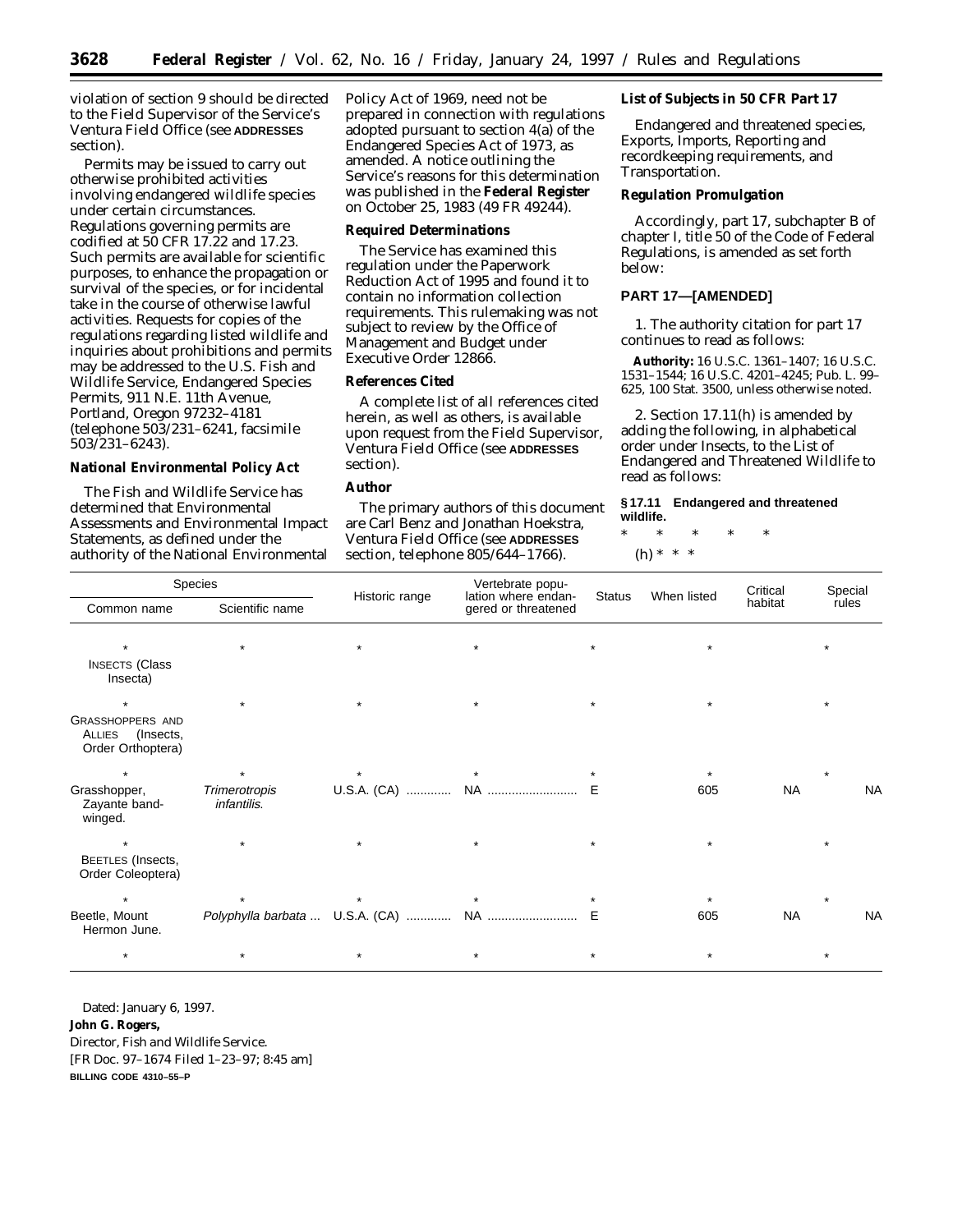violation of section 9 should be directed to the Field Supervisor of the Service's Ventura Field Office (see **ADDRESSES** section).

Permits may be issued to carry out otherwise prohibited activities involving endangered wildlife species under certain circumstances. Regulations governing permits are codified at 50 CFR 17.22 and 17.23. Such permits are available for scientific purposes, to enhance the propagation or survival of the species, or for incidental take in the course of otherwise lawful activities. Requests for copies of the regulations regarding listed wildlife and inquiries about prohibitions and permits may be addressed to the U.S. Fish and Wildlife Service, Endangered Species Permits, 911 N.E. 11th Avenue, Portland, Oregon 97232–4181 (telephone 503/231–6241, facsimile 503/231–6243).

**National Environmental Policy Act**

The Fish and Wildlife Service has determined that Environmental Assessments and Environmental Impact Statements, as defined under the authority of the National Environmental Policy Act of 1969, need not be prepared in connection with regulations adopted pursuant to section 4(a) of the Endangered Species Act of 1973, as amended. A notice outlining the Service's reasons for this determination was published in the **Federal Register** on October 25, 1983 (49 FR 49244).

**Required Determinations**

The Service has examined this regulation under the Paperwork Reduction Act of 1995 and found it to contain no information collection requirements. This rulemaking was not subject to review by the Office of Management and Budget under Executive Order 12866.

**References Cited**

A complete list of all references cited herein, as well as others, is available upon request from the Field Supervisor, Ventura Field Office (see **ADDRESSES** section).

**Author**

The primary authors of this document are Carl Benz and Jonathan Hoekstra, Ventura Field Office (see **ADDRESSES** section, telephone 805/644–1766).

**List of Subjects in 50 CFR Part 17**

Endangered and threatened species, Exports, Imports, Reporting and recordkeeping requirements, and Transportation.

**Regulation Promulgation**

Accordingly, part 17, subchapter B of chapter I, title 50 of the Code of Federal Regulations, is amended as set forth below:

**PART 17—[AMENDED]**

1. The authority citation for part 17 continues to read as follows:

**Authority:** 16 U.S.C. 1361–1407; 16 U.S.C. 1531–1544; 16 U.S.C. 4201–4245; Pub. L. 99–625, 100 Stat. 3500, unless otherwise noted.

2. Section 17.11(h) is amended by adding the following, in alphabetical order under Insects, to the List of Endangered and Threatened Wildlife to read as follows:

**§ 17.11 Endangered and threatened wildlife.**

\* \* \* \* \*

(h) \* \* \*

| Species | | Historic range | Vertebrate population where endangered or threatened | Status | When listed | Critical habitat | Special rules |
|---|---|---|---|---|---|---|---|
| Common name | Scientific name | | | | | | |
| * | * | * | * | * | * | | * |
| INSECTS (Class Insecta) | | | | | | | |
| * | * | * | * | * | * | | * |
| GRASSHOPPERS AND ALLIES (Insects, Order Orthoptera) | | | | | | | |
| * | * | * | * | * | * | | * |
| Grasshopper, Zayante band-winged. | *Trimerotropis infantilis.* | U.S.A. (CA) ............ | NA ........................ | E | 605 | NA | NA |
| * | * | * | * | * | * | | * |
| BEETLES (Insects, Order Coleoptera) | | | | | | | |
| * | * | * | * | * | * | | * |
| Beetle, Mount Hermon June. | *Polyphylla barbata* ... | U.S.A. (CA) ............ | NA ........................ | E | 605 | NA | NA |
| * | * | * | * | * | * | | * |

Dated: January 6, 1997.

**John G. Rogers,**

*Director, Fish and Wildlife Service.*

[FR Doc. 97–1674 Filed 1–23–97; 8:45 am]

**BILLING CODE 4310–55–P**